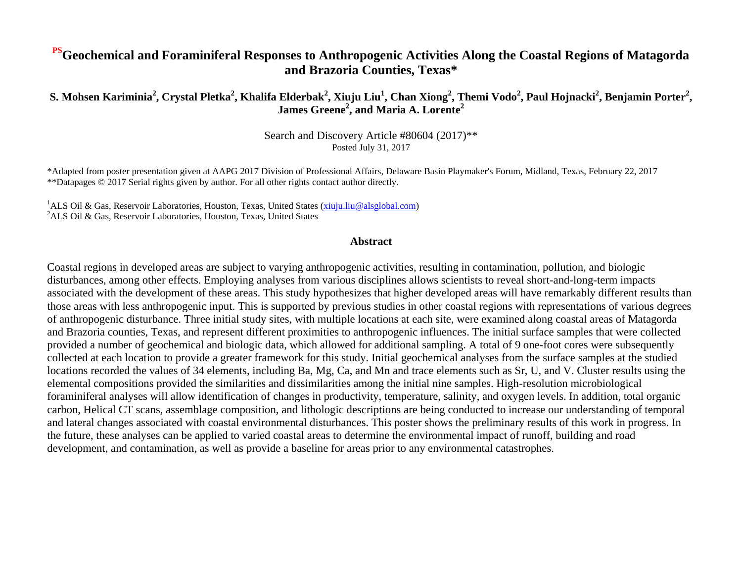# [PS]Geochemical and Foraminiferal Responses to Anthropogenic Activities Along the Coastal Regions of Matagorda and Brazoria Counties, Texas*

**S. Mohsen Kariminia[2], Crystal Pletka[2], Khalifa Elderbak[2], Xiuju Liu[1], Chan Xiong[2], Themi Vodo[2], Paul Hojnacki[2], Benjamin Porter[2], James Greene[2], and Maria A. Lorente[2]**

Search and Discovery Article #80604 (2017)**
Posted July 31, 2017

*Adapted from poster presentation given at AAPG 2017 Division of Professional Affairs, Delaware Basin Playmaker's Forum, Midland, Texas, February 22, 2017
**Datapages © 2017 Serial rights given by author. For all other rights contact author directly.

[1]ALS Oil & Gas, Reservoir Laboratories, Houston, Texas, United States (xiuju.liu@alsglobal.com)
[2]ALS Oil & Gas, Reservoir Laboratories, Houston, Texas, United States

## Abstract

Coastal regions in developed areas are subject to varying anthropogenic activities, resulting in contamination, pollution, and biologic disturbances, among other effects. Employing analyses from various disciplines allows scientists to reveal short-and-long-term impacts associated with the development of these areas. This study hypothesizes that higher developed areas will have remarkably different results than those areas with less anthropogenic input. This is supported by previous studies in other coastal regions with representations of various degrees of anthropogenic disturbance. Three initial study sites, with multiple locations at each site, were examined along coastal areas of Matagorda and Brazoria counties, Texas, and represent different proximities to anthropogenic influences. The initial surface samples that were collected provided a number of geochemical and biologic data, which allowed for additional sampling. A total of 9 one-foot cores were subsequently collected at each location to provide a greater framework for this study. Initial geochemical analyses from the surface samples at the studied locations recorded the values of 34 elements, including Ba, Mg, Ca, and Mn and trace elements such as Sr, U, and V. Cluster results using the elemental compositions provided the similarities and dissimilarities among the initial nine samples. High-resolution microbiological foraminiferal analyses will allow identification of changes in productivity, temperature, salinity, and oxygen levels. In addition, total organic carbon, Helical CT scans, assemblage composition, and lithologic descriptions are being conducted to increase our understanding of temporal and lateral changes associated with coastal environmental disturbances. This poster shows the preliminary results of this work in progress. In the future, these analyses can be applied to varied coastal areas to determine the environmental impact of runoff, building and road development, and contamination, as well as provide a baseline for areas prior to any environmental catastrophes.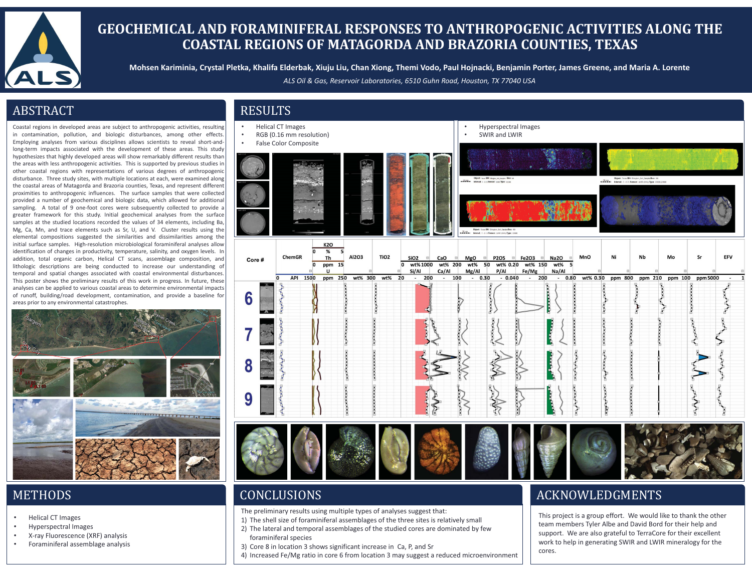# GEOCHEMICAL AND FORAMINIFERAL RESPONSES TO ANTHROPOGENIC ACTIVITIES ALONG THE COASTAL REGIONS OF MATAGORDA AND BRAZORIA COUNTIES, TEXAS

**Mohsen Kariminia, Crystal Pletka, Khalifa Elderbak, Xiuju Liu, Chan Xiong, Themi Vodo, Paul Hojnacki, Benjamin Porter, James Greene, and Maria A. Lorente**

*ALS Oil & Gas, Reservoir Laboratories, 6510 Guhn Road, Houston, TX 77040 USA*

## ABSTRACT

Coastal regions in developed areas are subject to anthropogenic activities, resulting in contamination, pollution, and biologic disturbances, among other effects. Employing analyses from various disciplines allows scientists to reveal short-and-long-term impacts associated with the development of these areas. This study hypothesizes that highly developed areas will show remarkably different results than the areas with less anthropogenic activities. This is supported by previous studies in other coastal regions with representations of various degrees of anthropogenic disturbance. Three study sites, with multiple locations at each, were examined along the coastal areas of Matagorda and Brazoria counties, Texas, and represent different proximities to anthropogenic influences. The surface samples that were collected provided a number of geochemical and biologic data, which allowed for additional sampling. A total of 9 one-foot cores were subsequently collected to provide a greater framework for this study. Initial geochemical analyses from the surface samples at the studied locations recorded the values of 34 elements, including Ba, Mg, Ca, Mn, and trace elements such as Sr, U, and V. Cluster results using the elemental compositions suggested the similarities and dissimilarities among the initial surface samples. High-resolution microbiological foraminiferal analyses allow identification of changes in productivity, temperature, salinity, and oxygen levels. In addition, total organic carbon, Helical CT scans, assemblage composition, and lithologic descriptions are being conducted to increase our understanding of temporal and spatial changes associated with coastal environmental disturbances. This poster shows the preliminary results of this work in progress. In future, these analyses can be applied to various coastal areas to determine environmental impacts of runoff, building/road development, contamination, and provide a baseline for areas prior to any environmental catastrophes.

Sargent
Bay City
Oyster Creek
Freeport
Surfside Beach

## METHODS

- Helical CT Images
- Hyperspectral Images
- X-ray Fluorescence (XRF) analysis
- Foraminiferal assemblage analysis

## RESULTS

- Helical CT Images
- RGB (0.16 mm resolution)
- False Color Composite

- Hyperspectral Images
- SWIR and LWIR

Core #
ChemGR 0 API 1500
K2O 0 % 5
Th 0 ppm 15
U 0 ppm 250
Al2O3 wt% 300
TiO2 wt% 20
SiO2 0 wt% 1000
Si/Al - 200
CaO wt% 200
Ca/Al - 100
MgO wt% 50
Mg/Al - 0.30
P2O5 wt% 0.20
P/Al - 0.040
Fe2O3 wt% 150
Fe/Mg - 200
Na2O wt% 5
Na/Al - 0.80
MnO wt% 0.30
Ni ppm 800
Nb ppm 210
Mo ppm 100
Sr ppm 5000
EFV - 1

6
7
8
9

## CONCLUSIONS

The preliminary results using multiple types of analyses suggest that:

1) The shell size of foraminiferal assemblages of the three sites is relatively small
2) The lateral and temporal assemblages of the studied cores are dominated by few foraminiferal species
3) Core 8 in location 3 shows significant increase in Ca, P, and Sr
4) Increased Fe/Mg ratio in core 6 from location 3 may suggest a reduced microenvironment

## ACKNOWLEDGMENTS

This project is a group effort. We would like to thank the other team members Tyler Albe and David Bord for their help and support. We are also grateful to TerraCore for their excellent work to help in generating SWIR and LWIR mineralogy for the cores.